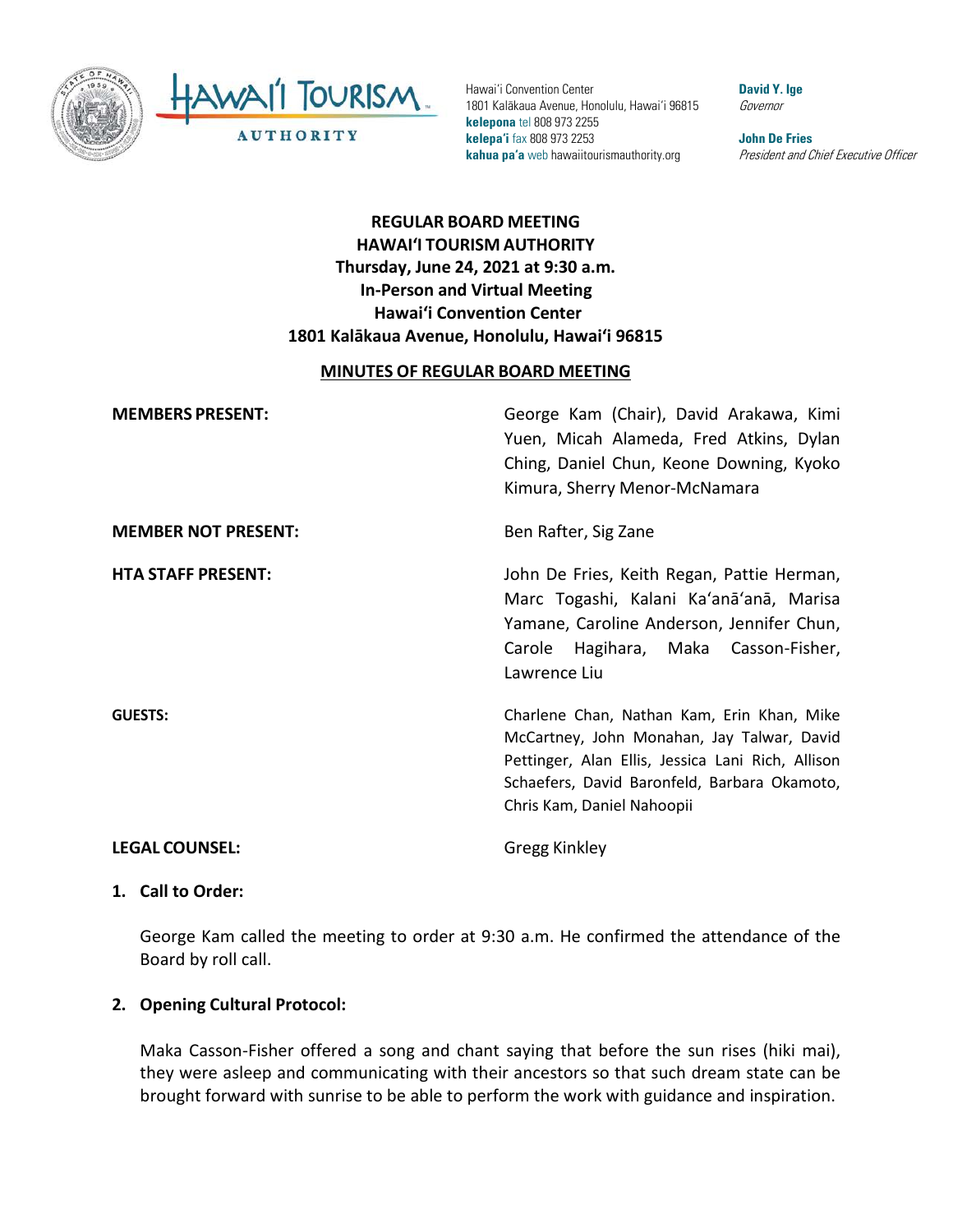Hawaiʻi Convention Center
1801 Kalākaua Avenue, Honolulu, Hawaiʻi 96815
**kelepona** tel 808 973 2255
**kelepaʻi** fax 808 973 2253
**kahua paʻa** web hawaiitourismauthority.org

**David Y. Ige**
*Governor*

**John De Fries**
*President and Chief Executive Officer*

**REGULAR BOARD MEETING**
**HAWAIʻI TOURISM AUTHORITY**
**Thursday, June 24, 2021 at 9:30 a.m.**
**In-Person and Virtual Meeting**
**Hawaiʻi Convention Center**
**1801 Kalākaua Avenue, Honolulu, Hawaiʻi 96815**

**MINUTES OF REGULAR BOARD MEETING**

**MEMBERS PRESENT:** George Kam (Chair), David Arakawa, Kimi Yuen, Micah Alameda, Fred Atkins, Dylan Ching, Daniel Chun, Keone Downing, Kyoko Kimura, Sherry Menor-McNamara

**MEMBER NOT PRESENT:** Ben Rafter, Sig Zane

**HTA STAFF PRESENT:** John De Fries, Keith Regan, Pattie Herman, Marc Togashi, Kalani Kaʻanāʻanā, Marisa Yamane, Caroline Anderson, Jennifer Chun, Carole Hagihara, Maka Casson-Fisher, Lawrence Liu

**GUESTS:** Charlene Chan, Nathan Kam, Erin Khan, Mike McCartney, John Monahan, Jay Talwar, David Pettinger, Alan Ellis, Jessica Lani Rich, Allison Schaefers, David Baronfeld, Barbara Okamoto, Chris Kam, Daniel Nahoopii

**LEGAL COUNSEL:** Gregg Kinkley

**1. Call to Order:**

George Kam called the meeting to order at 9:30 a.m. He confirmed the attendance of the Board by roll call.

**2. Opening Cultural Protocol:**

Maka Casson-Fisher offered a song and chant saying that before the sun rises (hiki mai), they were asleep and communicating with their ancestors so that such dream state can be brought forward with sunrise to be able to perform the work with guidance and inspiration.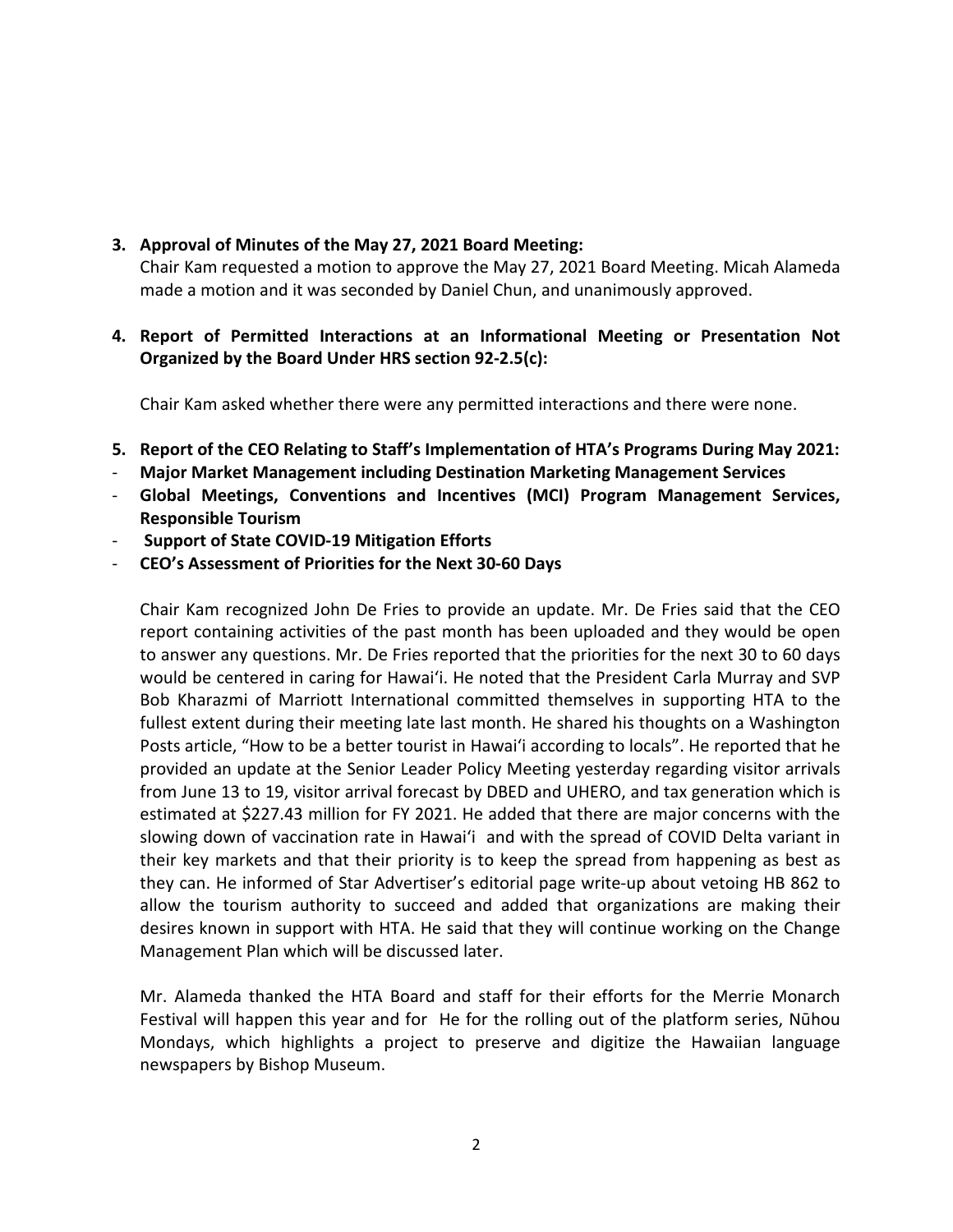**3. Approval of Minutes of the May 27, 2021 Board Meeting:**

Chair Kam requested a motion to approve the May 27, 2021 Board Meeting. Micah Alameda made a motion and it was seconded by Daniel Chun, and unanimously approved.

**4. Report of Permitted Interactions at an Informational Meeting or Presentation Not Organized by the Board Under HRS section 92-2.5(c):**

Chair Kam asked whether there were any permitted interactions and there were none.

**5. Report of the CEO Relating to Staff's Implementation of HTA's Programs During May 2021:**

- **Major Market Management including Destination Marketing Management Services**
- **Global Meetings, Conventions and Incentives (MCI) Program Management Services, Responsible Tourism**
- **Support of State COVID-19 Mitigation Efforts**
- **CEO's Assessment of Priorities for the Next 30-60 Days**

Chair Kam recognized John De Fries to provide an update. Mr. De Fries said that the CEO report containing activities of the past month has been uploaded and they would be open to answer any questions. Mr. De Fries reported that the priorities for the next 30 to 60 days would be centered in caring for Hawaiʻi. He noted that the President Carla Murray and SVP Bob Kharazmi of Marriott International committed themselves in supporting HTA to the fullest extent during their meeting late last month. He shared his thoughts on a Washington Posts article, "How to be a better tourist in Hawaiʻi according to locals". He reported that he provided an update at the Senior Leader Policy Meeting yesterday regarding visitor arrivals from June 13 to 19, visitor arrival forecast by DBED and UHERO, and tax generation which is estimated at $227.43 million for FY 2021. He added that there are major concerns with the slowing down of vaccination rate in Hawaiʻi and with the spread of COVID Delta variant in their key markets and that their priority is to keep the spread from happening as best as they can. He informed of Star Advertiser's editorial page write-up about vetoing HB 862 to allow the tourism authority to succeed and added that organizations are making their desires known in support with HTA. He said that they will continue working on the Change Management Plan which will be discussed later.

Mr. Alameda thanked the HTA Board and staff for their efforts for the Merrie Monarch Festival will happen this year and for He for the rolling out of the platform series, Nūhou Mondays, which highlights a project to preserve and digitize the Hawaiian language newspapers by Bishop Museum.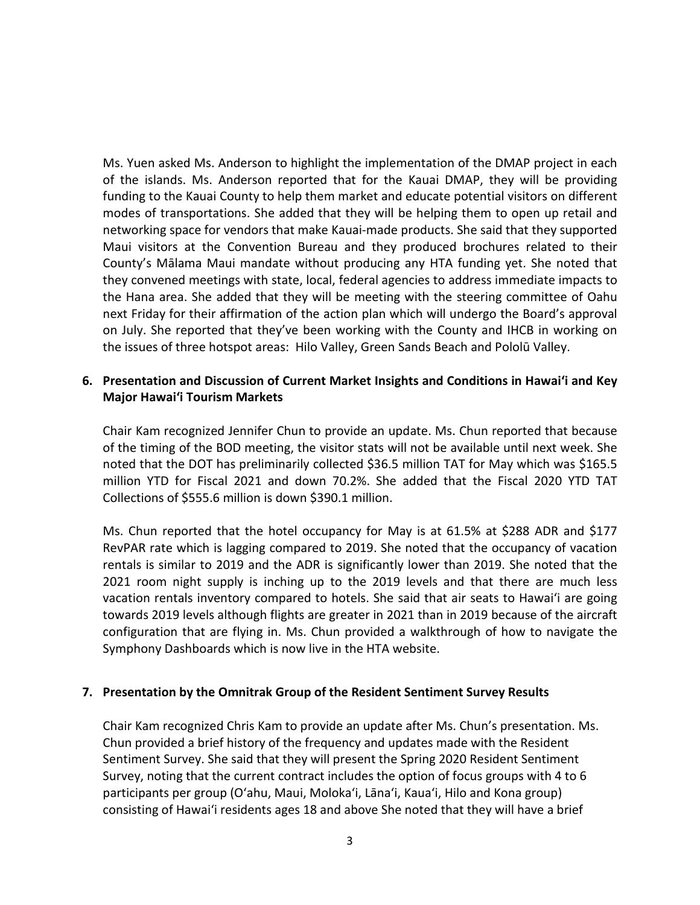Ms. Yuen asked Ms. Anderson to highlight the implementation of the DMAP project in each of the islands. Ms. Anderson reported that for the Kauai DMAP, they will be providing funding to the Kauai County to help them market and educate potential visitors on different modes of transportations. She added that they will be helping them to open up retail and networking space for vendors that make Kauai-made products. She said that they supported Maui visitors at the Convention Bureau and they produced brochures related to their County's Mālama Maui mandate without producing any HTA funding yet. She noted that they convened meetings with state, local, federal agencies to address immediate impacts to the Hana area. She added that they will be meeting with the steering committee of Oahu next Friday for their affirmation of the action plan which will undergo the Board's approval on July. She reported that they've been working with the County and IHCB in working on the issues of three hotspot areas: Hilo Valley, Green Sands Beach and Pololū Valley.

**6. Presentation and Discussion of Current Market Insights and Conditions in Hawaiʻi and Key Major Hawaiʻi Tourism Markets**

Chair Kam recognized Jennifer Chun to provide an update. Ms. Chun reported that because of the timing of the BOD meeting, the visitor stats will not be available until next week. She noted that the DOT has preliminarily collected $36.5 million TAT for May which was $165.5 million YTD for Fiscal 2021 and down 70.2%. She added that the Fiscal 2020 YTD TAT Collections of $555.6 million is down $390.1 million.

Ms. Chun reported that the hotel occupancy for May is at 61.5% at $288 ADR and $177 RevPAR rate which is lagging compared to 2019. She noted that the occupancy of vacation rentals is similar to 2019 and the ADR is significantly lower than 2019. She noted that the 2021 room night supply is inching up to the 2019 levels and that there are much less vacation rentals inventory compared to hotels. She said that air seats to Hawaiʻi are going towards 2019 levels although flights are greater in 2021 than in 2019 because of the aircraft configuration that are flying in. Ms. Chun provided a walkthrough of how to navigate the Symphony Dashboards which is now live in the HTA website.

**7. Presentation by the Omnitrak Group of the Resident Sentiment Survey Results**

Chair Kam recognized Chris Kam to provide an update after Ms. Chun's presentation. Ms. Chun provided a brief history of the frequency and updates made with the Resident Sentiment Survey. She said that they will present the Spring 2020 Resident Sentiment Survey, noting that the current contract includes the option of focus groups with 4 to 6 participants per group (Oʻahu, Maui, Molokaʻi, Lānaʻi, Kauaʻi, Hilo and Kona group) consisting of Hawaiʻi residents ages 18 and above She noted that they will have a brief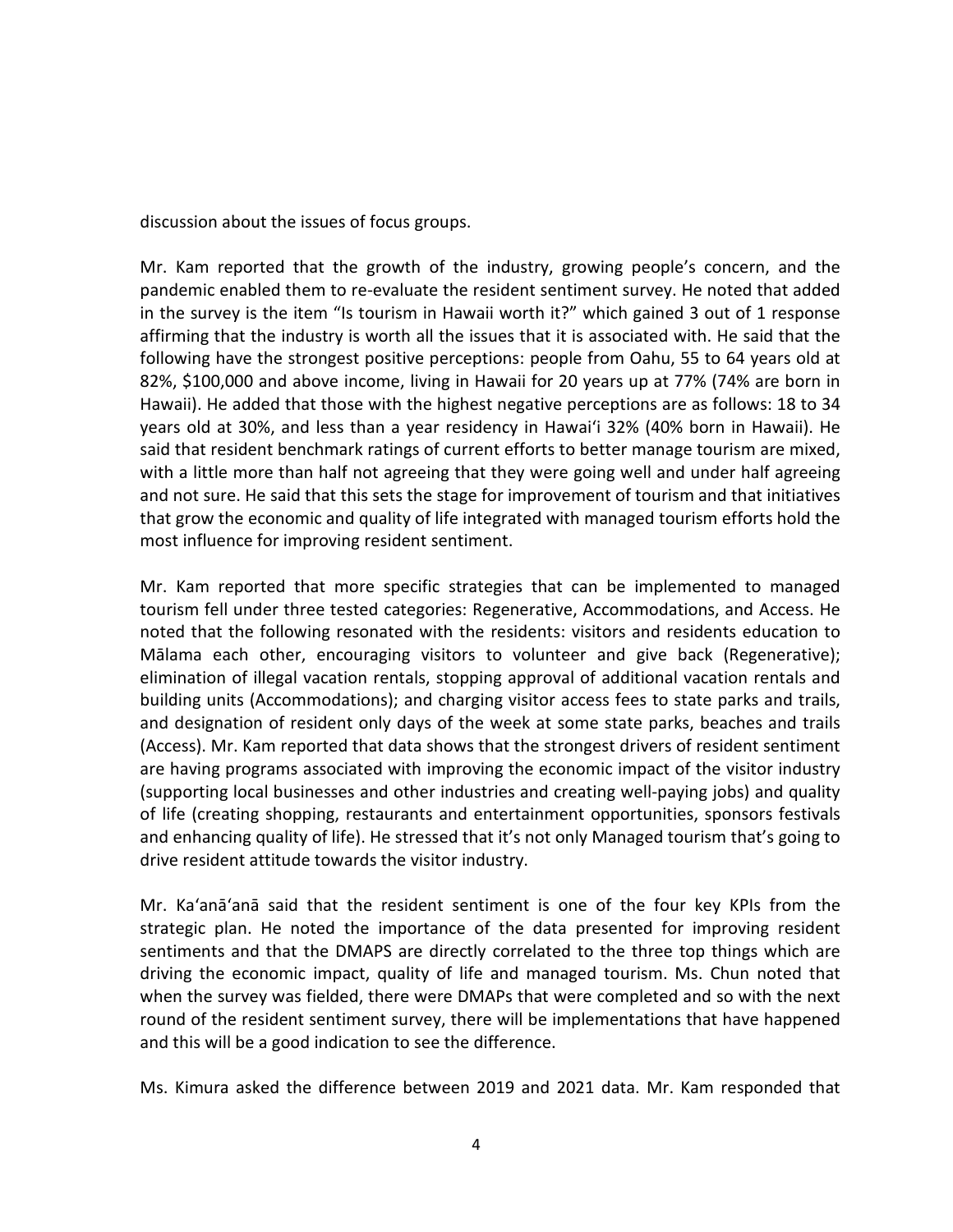discussion about the issues of focus groups.

Mr. Kam reported that the growth of the industry, growing people's concern, and the pandemic enabled them to re-evaluate the resident sentiment survey. He noted that added in the survey is the item "Is tourism in Hawaii worth it?" which gained 3 out of 1 response affirming that the industry is worth all the issues that it is associated with. He said that the following have the strongest positive perceptions: people from Oahu, 55 to 64 years old at 82%, $100,000 and above income, living in Hawaii for 20 years up at 77% (74% are born in Hawaii). He added that those with the highest negative perceptions are as follows: 18 to 34 years old at 30%, and less than a year residency in Hawaiʻi 32% (40% born in Hawaii). He said that resident benchmark ratings of current efforts to better manage tourism are mixed, with a little more than half not agreeing that they were going well and under half agreeing and not sure. He said that this sets the stage for improvement of tourism and that initiatives that grow the economic and quality of life integrated with managed tourism efforts hold the most influence for improving resident sentiment.

Mr. Kam reported that more specific strategies that can be implemented to managed tourism fell under three tested categories: Regenerative, Accommodations, and Access. He noted that the following resonated with the residents: visitors and residents education to Mālama each other, encouraging visitors to volunteer and give back (Regenerative); elimination of illegal vacation rentals, stopping approval of additional vacation rentals and building units (Accommodations); and charging visitor access fees to state parks and trails, and designation of resident only days of the week at some state parks, beaches and trails (Access). Mr. Kam reported that data shows that the strongest drivers of resident sentiment are having programs associated with improving the economic impact of the visitor industry (supporting local businesses and other industries and creating well-paying jobs) and quality of life (creating shopping, restaurants and entertainment opportunities, sponsors festivals and enhancing quality of life). He stressed that it's not only Managed tourism that's going to drive resident attitude towards the visitor industry.

Mr. Kaʻanāʻanā said that the resident sentiment is one of the four key KPIs from the strategic plan. He noted the importance of the data presented for improving resident sentiments and that the DMAPS are directly correlated to the three top things which are driving the economic impact, quality of life and managed tourism. Ms. Chun noted that when the survey was fielded, there were DMAPs that were completed and so with the next round of the resident sentiment survey, there will be implementations that have happened and this will be a good indication to see the difference.

Ms. Kimura asked the difference between 2019 and 2021 data. Mr. Kam responded that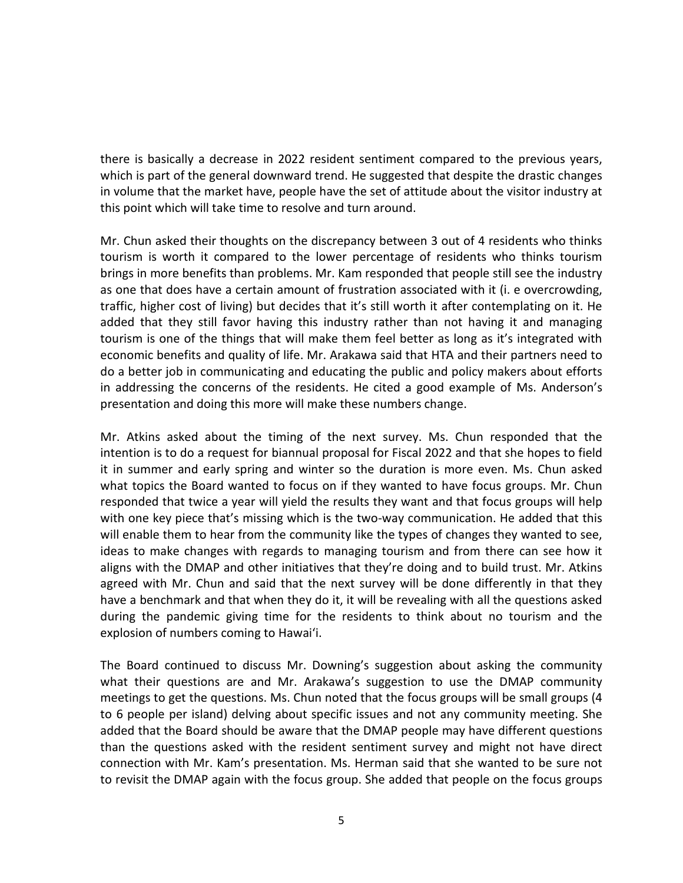there is basically a decrease in 2022 resident sentiment compared to the previous years, which is part of the general downward trend. He suggested that despite the drastic changes in volume that the market have, people have the set of attitude about the visitor industry at this point which will take time to resolve and turn around.

Mr. Chun asked their thoughts on the discrepancy between 3 out of 4 residents who thinks tourism is worth it compared to the lower percentage of residents who thinks tourism brings in more benefits than problems. Mr. Kam responded that people still see the industry as one that does have a certain amount of frustration associated with it (i. e overcrowding, traffic, higher cost of living) but decides that it's still worth it after contemplating on it. He added that they still favor having this industry rather than not having it and managing tourism is one of the things that will make them feel better as long as it's integrated with economic benefits and quality of life. Mr. Arakawa said that HTA and their partners need to do a better job in communicating and educating the public and policy makers about efforts in addressing the concerns of the residents. He cited a good example of Ms. Anderson's presentation and doing this more will make these numbers change.

Mr. Atkins asked about the timing of the next survey. Ms. Chun responded that the intention is to do a request for biannual proposal for Fiscal 2022 and that she hopes to field it in summer and early spring and winter so the duration is more even. Ms. Chun asked what topics the Board wanted to focus on if they wanted to have focus groups. Mr. Chun responded that twice a year will yield the results they want and that focus groups will help with one key piece that's missing which is the two-way communication. He added that this will enable them to hear from the community like the types of changes they wanted to see, ideas to make changes with regards to managing tourism and from there can see how it aligns with the DMAP and other initiatives that they're doing and to build trust. Mr. Atkins agreed with Mr. Chun and said that the next survey will be done differently in that they have a benchmark and that when they do it, it will be revealing with all the questions asked during the pandemic giving time for the residents to think about no tourism and the explosion of numbers coming to Hawaiʻi.

The Board continued to discuss Mr. Downing's suggestion about asking the community what their questions are and Mr. Arakawa's suggestion to use the DMAP community meetings to get the questions. Ms. Chun noted that the focus groups will be small groups (4 to 6 people per island) delving about specific issues and not any community meeting. She added that the Board should be aware that the DMAP people may have different questions than the questions asked with the resident sentiment survey and might not have direct connection with Mr. Kam's presentation. Ms. Herman said that she wanted to be sure not to revisit the DMAP again with the focus group. She added that people on the focus groups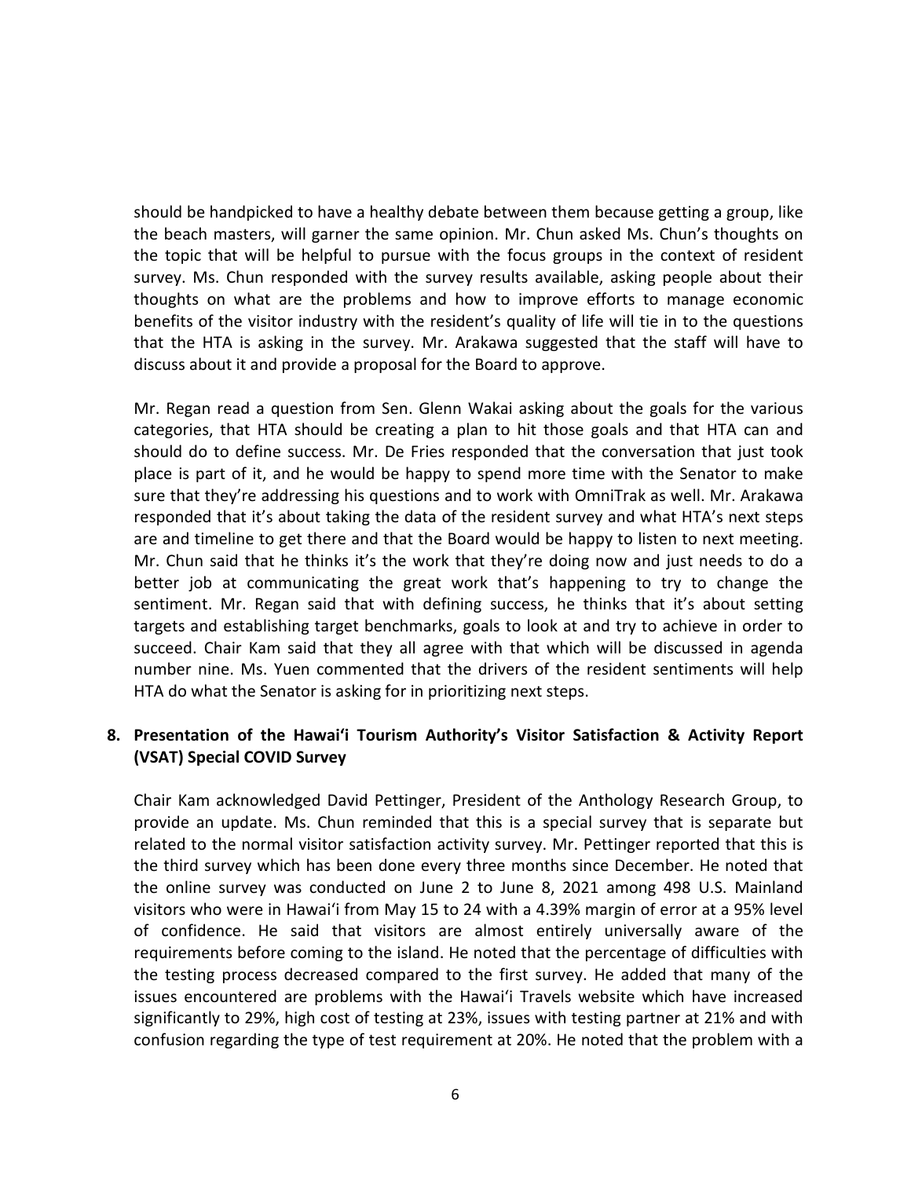should be handpicked to have a healthy debate between them because getting a group, like the beach masters, will garner the same opinion. Mr. Chun asked Ms. Chun's thoughts on the topic that will be helpful to pursue with the focus groups in the context of resident survey. Ms. Chun responded with the survey results available, asking people about their thoughts on what are the problems and how to improve efforts to manage economic benefits of the visitor industry with the resident's quality of life will tie in to the questions that the HTA is asking in the survey. Mr. Arakawa suggested that the staff will have to discuss about it and provide a proposal for the Board to approve.

Mr. Regan read a question from Sen. Glenn Wakai asking about the goals for the various categories, that HTA should be creating a plan to hit those goals and that HTA can and should do to define success. Mr. De Fries responded that the conversation that just took place is part of it, and he would be happy to spend more time with the Senator to make sure that they're addressing his questions and to work with OmniTrak as well. Mr. Arakawa responded that it's about taking the data of the resident survey and what HTA's next steps are and timeline to get there and that the Board would be happy to listen to next meeting. Mr. Chun said that he thinks it's the work that they're doing now and just needs to do a better job at communicating the great work that's happening to try to change the sentiment. Mr. Regan said that with defining success, he thinks that it's about setting targets and establishing target benchmarks, goals to look at and try to achieve in order to succeed. Chair Kam said that they all agree with that which will be discussed in agenda number nine. Ms. Yuen commented that the drivers of the resident sentiments will help HTA do what the Senator is asking for in prioritizing next steps.

**8. Presentation of the Hawai'i Tourism Authority's Visitor Satisfaction & Activity Report (VSAT) Special COVID Survey**

Chair Kam acknowledged David Pettinger, President of the Anthology Research Group, to provide an update. Ms. Chun reminded that this is a special survey that is separate but related to the normal visitor satisfaction activity survey. Mr. Pettinger reported that this is the third survey which has been done every three months since December. He noted that the online survey was conducted on June 2 to June 8, 2021 among 498 U.S. Mainland visitors who were in Hawai'i from May 15 to 24 with a 4.39% margin of error at a 95% level of confidence. He said that visitors are almost entirely universally aware of the requirements before coming to the island. He noted that the percentage of difficulties with the testing process decreased compared to the first survey. He added that many of the issues encountered are problems with the Hawai'i Travels website which have increased significantly to 29%, high cost of testing at 23%, issues with testing partner at 21% and with confusion regarding the type of test requirement at 20%. He noted that the problem with a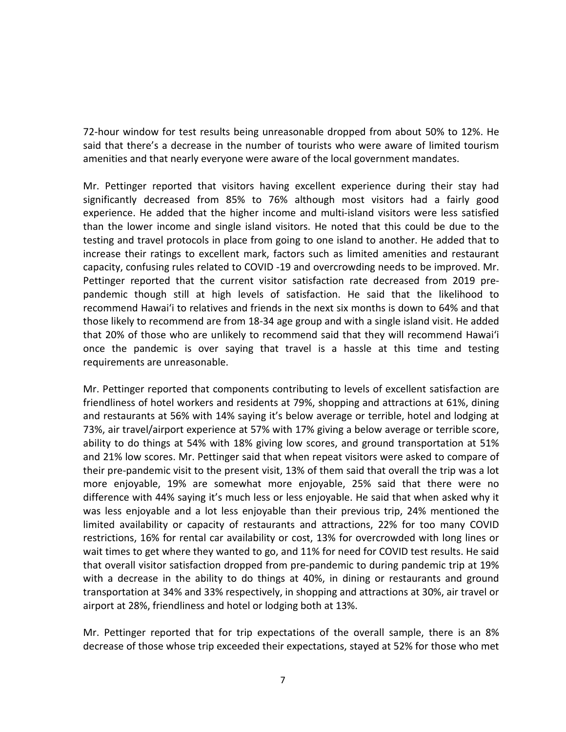72-hour window for test results being unreasonable dropped from about 50% to 12%. He said that there's a decrease in the number of tourists who were aware of limited tourism amenities and that nearly everyone were aware of the local government mandates.

Mr. Pettinger reported that visitors having excellent experience during their stay had significantly decreased from 85% to 76% although most visitors had a fairly good experience. He added that the higher income and multi-island visitors were less satisfied than the lower income and single island visitors. He noted that this could be due to the testing and travel protocols in place from going to one island to another. He added that to increase their ratings to excellent mark, factors such as limited amenities and restaurant capacity, confusing rules related to COVID -19 and overcrowding needs to be improved. Mr. Pettinger reported that the current visitor satisfaction rate decreased from 2019 pre-pandemic though still at high levels of satisfaction. He said that the likelihood to recommend Hawaiʻi to relatives and friends in the next six months is down to 64% and that those likely to recommend are from 18-34 age group and with a single island visit. He added that 20% of those who are unlikely to recommend said that they will recommend Hawaiʻi once the pandemic is over saying that travel is a hassle at this time and testing requirements are unreasonable.

Mr. Pettinger reported that components contributing to levels of excellent satisfaction are friendliness of hotel workers and residents at 79%, shopping and attractions at 61%, dining and restaurants at 56% with 14% saying it's below average or terrible, hotel and lodging at 73%, air travel/airport experience at 57% with 17% giving a below average or terrible score, ability to do things at 54% with 18% giving low scores, and ground transportation at 51% and 21% low scores. Mr. Pettinger said that when repeat visitors were asked to compare of their pre-pandemic visit to the present visit, 13% of them said that overall the trip was a lot more enjoyable, 19% are somewhat more enjoyable, 25% said that there were no difference with 44% saying it's much less or less enjoyable. He said that when asked why it was less enjoyable and a lot less enjoyable than their previous trip, 24% mentioned the limited availability or capacity of restaurants and attractions, 22% for too many COVID restrictions, 16% for rental car availability or cost, 13% for overcrowded with long lines or wait times to get where they wanted to go, and 11% for need for COVID test results. He said that overall visitor satisfaction dropped from pre-pandemic to during pandemic trip at 19% with a decrease in the ability to do things at 40%, in dining or restaurants and ground transportation at 34% and 33% respectively, in shopping and attractions at 30%, air travel or airport at 28%, friendliness and hotel or lodging both at 13%.

Mr. Pettinger reported that for trip expectations of the overall sample, there is an 8% decrease of those whose trip exceeded their expectations, stayed at 52% for those who met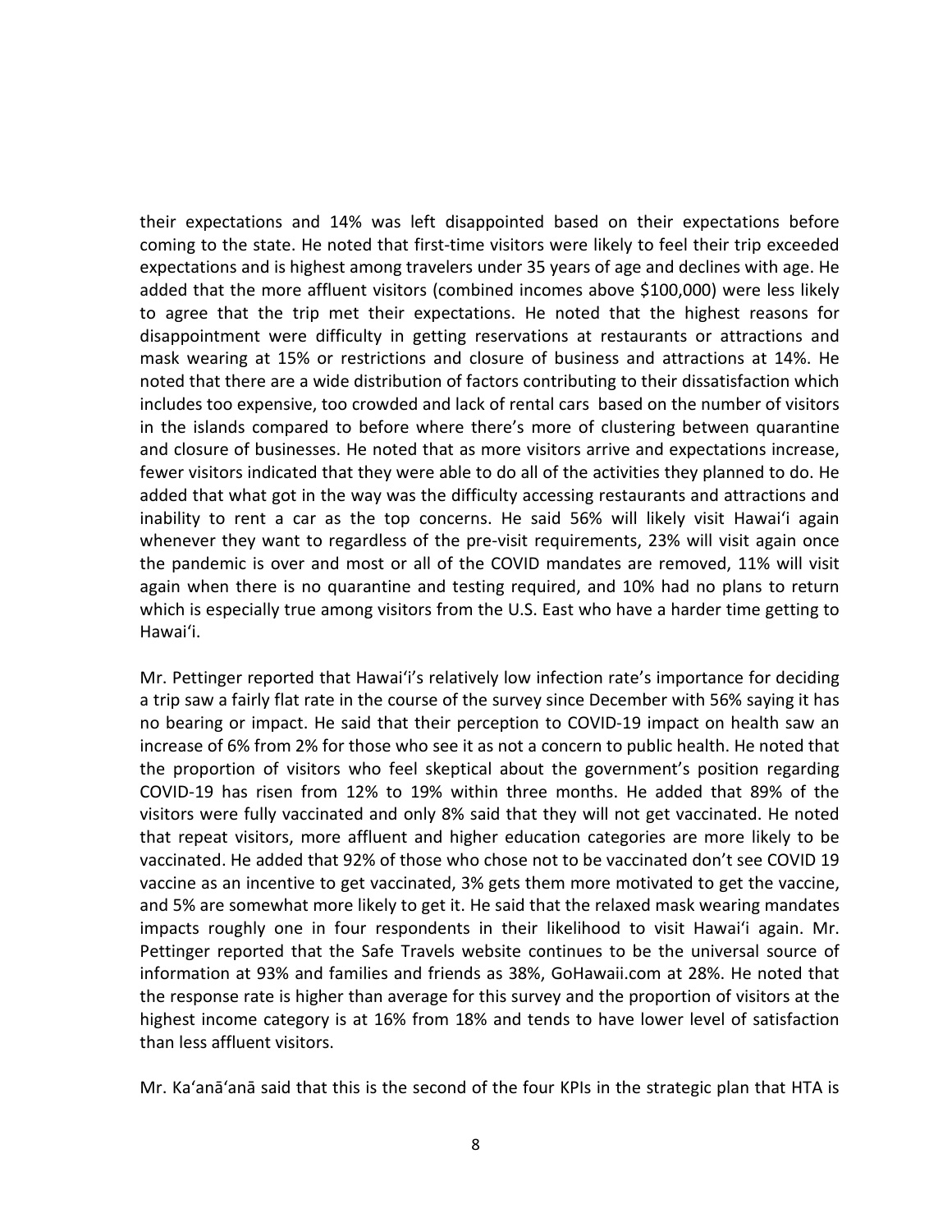their expectations and 14% was left disappointed based on their expectations before coming to the state. He noted that first-time visitors were likely to feel their trip exceeded expectations and is highest among travelers under 35 years of age and declines with age. He added that the more affluent visitors (combined incomes above $100,000) were less likely to agree that the trip met their expectations. He noted that the highest reasons for disappointment were difficulty in getting reservations at restaurants or attractions and mask wearing at 15% or restrictions and closure of business and attractions at 14%. He noted that there are a wide distribution of factors contributing to their dissatisfaction which includes too expensive, too crowded and lack of rental cars based on the number of visitors in the islands compared to before where there's more of clustering between quarantine and closure of businesses. He noted that as more visitors arrive and expectations increase, fewer visitors indicated that they were able to do all of the activities they planned to do. He added that what got in the way was the difficulty accessing restaurants and attractions and inability to rent a car as the top concerns. He said 56% will likely visit Hawai'i again whenever they want to regardless of the pre-visit requirements, 23% will visit again once the pandemic is over and most or all of the COVID mandates are removed, 11% will visit again when there is no quarantine and testing required, and 10% had no plans to return which is especially true among visitors from the U.S. East who have a harder time getting to Hawai'i.

Mr. Pettinger reported that Hawai'i's relatively low infection rate's importance for deciding a trip saw a fairly flat rate in the course of the survey since December with 56% saying it has no bearing or impact. He said that their perception to COVID-19 impact on health saw an increase of 6% from 2% for those who see it as not a concern to public health. He noted that the proportion of visitors who feel skeptical about the government's position regarding COVID-19 has risen from 12% to 19% within three months. He added that 89% of the visitors were fully vaccinated and only 8% said that they will not get vaccinated. He noted that repeat visitors, more affluent and higher education categories are more likely to be vaccinated. He added that 92% of those who chose not to be vaccinated don't see COVID 19 vaccine as an incentive to get vaccinated, 3% gets them more motivated to get the vaccine, and 5% are somewhat more likely to get it. He said that the relaxed mask wearing mandates impacts roughly one in four respondents in their likelihood to visit Hawai'i again. Mr. Pettinger reported that the Safe Travels website continues to be the universal source of information at 93% and families and friends as 38%, GoHawaii.com at 28%. He noted that the response rate is higher than average for this survey and the proportion of visitors at the highest income category is at 16% from 18% and tends to have lower level of satisfaction than less affluent visitors.

Mr. Ka'anā'anā said that this is the second of the four KPIs in the strategic plan that HTA is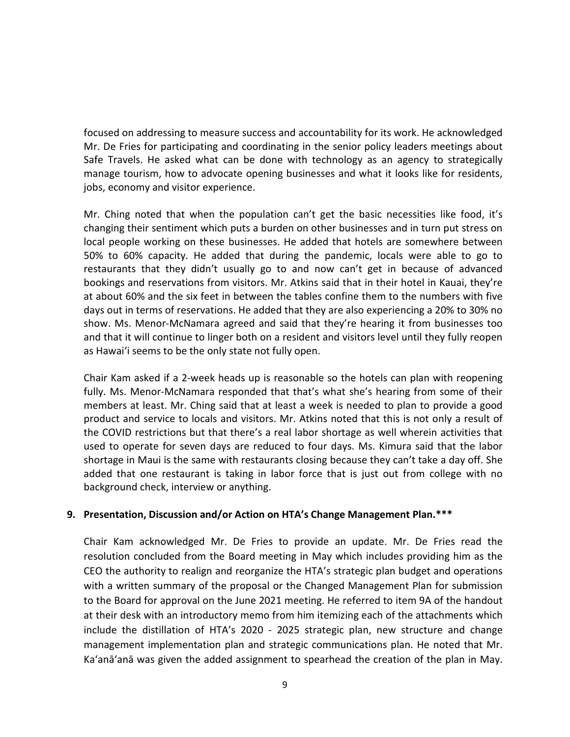focused on addressing to measure success and accountability for its work. He acknowledged Mr. De Fries for participating and coordinating in the senior policy leaders meetings about Safe Travels. He asked what can be done with technology as an agency to strategically manage tourism, how to advocate opening businesses and what it looks like for residents, jobs, economy and visitor experience.

Mr. Ching noted that when the population can't get the basic necessities like food, it's changing their sentiment which puts a burden on other businesses and in turn put stress on local people working on these businesses. He added that hotels are somewhere between 50% to 60% capacity. He added that during the pandemic, locals were able to go to restaurants that they didn't usually go to and now can't get in because of advanced bookings and reservations from visitors. Mr. Atkins said that in their hotel in Kauai, they're at about 60% and the six feet in between the tables confine them to the numbers with five days out in terms of reservations. He added that they are also experiencing a 20% to 30% no show. Ms. Menor-McNamara agreed and said that they're hearing it from businesses too and that it will continue to linger both on a resident and visitors level until they fully reopen as Hawaiʻi seems to be the only state not fully open.

Chair Kam asked if a 2-week heads up is reasonable so the hotels can plan with reopening fully. Ms. Menor-McNamara responded that that's what she's hearing from some of their members at least. Mr. Ching said that at least a week is needed to plan to provide a good product and service to locals and visitors. Mr. Atkins noted that this is not only a result of the COVID restrictions but that there's a real labor shortage as well wherein activities that used to operate for seven days are reduced to four days. Ms. Kimura said that the labor shortage in Maui is the same with restaurants closing because they can't take a day off. She added that one restaurant is taking in labor force that is just out from college with no background check, interview or anything.

**9. Presentation, Discussion and/or Action on HTA's Change Management Plan.\*\*\***

Chair Kam acknowledged Mr. De Fries to provide an update. Mr. De Fries read the resolution concluded from the Board meeting in May which includes providing him as the CEO the authority to realign and reorganize the HTA's strategic plan budget and operations with a written summary of the proposal or the Changed Management Plan for submission to the Board for approval on the June 2021 meeting. He referred to item 9A of the handout at their desk with an introductory memo from him itemizing each of the attachments which include the distillation of HTA's 2020 - 2025 strategic plan, new structure and change management implementation plan and strategic communications plan. He noted that Mr. Kaʻanāʻanā was given the added assignment to spearhead the creation of the plan in May.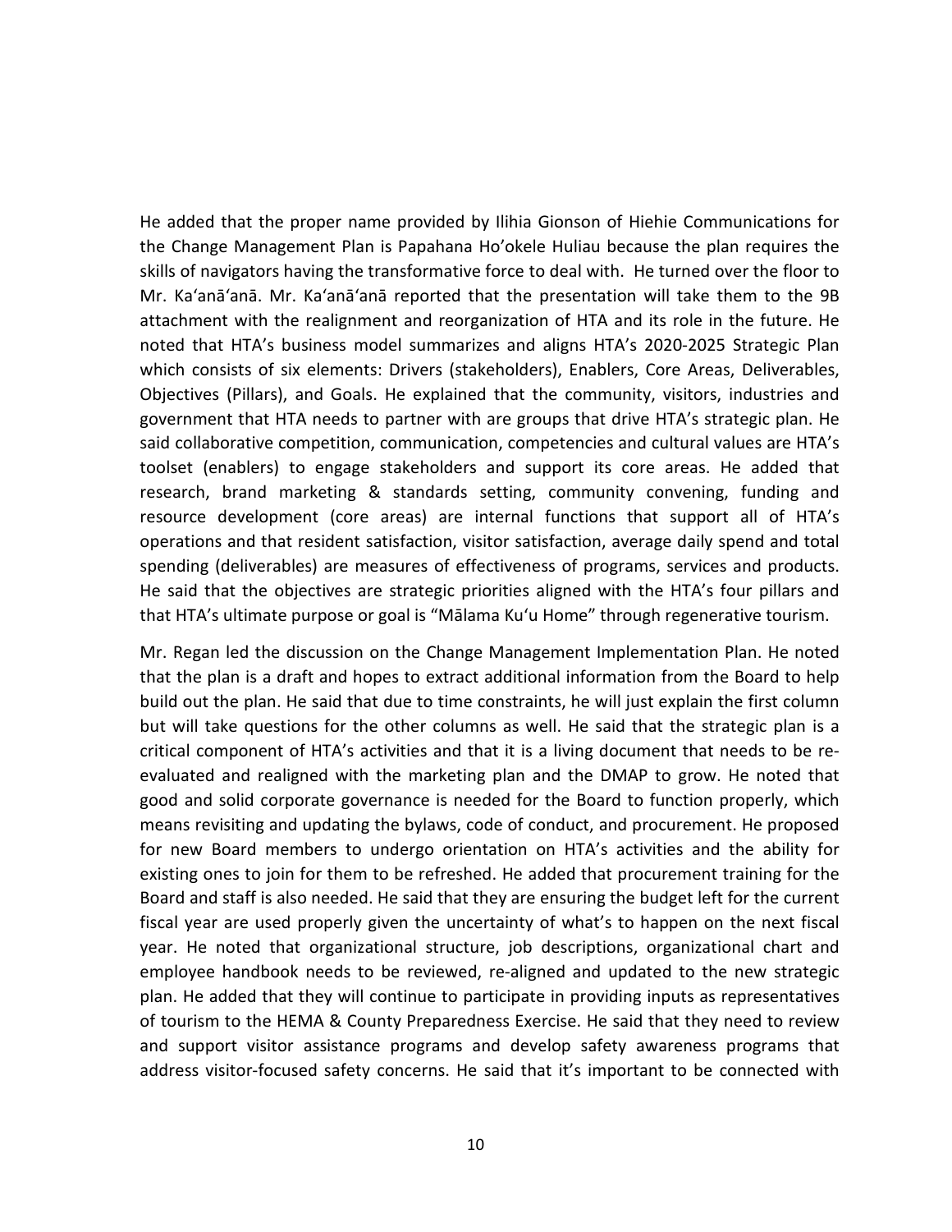He added that the proper name provided by Ilihia Gionson of Hiehie Communications for the Change Management Plan is Papahana Ho'okele Huliau because the plan requires the skills of navigators having the transformative force to deal with. He turned over the floor to Mr. Ka'anā'anā. Mr. Ka'anā'anā reported that the presentation will take them to the 9B attachment with the realignment and reorganization of HTA and its role in the future. He noted that HTA's business model summarizes and aligns HTA's 2020-2025 Strategic Plan which consists of six elements: Drivers (stakeholders), Enablers, Core Areas, Deliverables, Objectives (Pillars), and Goals. He explained that the community, visitors, industries and government that HTA needs to partner with are groups that drive HTA's strategic plan. He said collaborative competition, communication, competencies and cultural values are HTA's toolset (enablers) to engage stakeholders and support its core areas. He added that research, brand marketing & standards setting, community convening, funding and resource development (core areas) are internal functions that support all of HTA's operations and that resident satisfaction, visitor satisfaction, average daily spend and total spending (deliverables) are measures of effectiveness of programs, services and products. He said that the objectives are strategic priorities aligned with the HTA's four pillars and that HTA's ultimate purpose or goal is "Mālama Ku'u Home" through regenerative tourism.

Mr. Regan led the discussion on the Change Management Implementation Plan. He noted that the plan is a draft and hopes to extract additional information from the Board to help build out the plan. He said that due to time constraints, he will just explain the first column but will take questions for the other columns as well. He said that the strategic plan is a critical component of HTA's activities and that it is a living document that needs to be re-evaluated and realigned with the marketing plan and the DMAP to grow. He noted that good and solid corporate governance is needed for the Board to function properly, which means revisiting and updating the bylaws, code of conduct, and procurement. He proposed for new Board members to undergo orientation on HTA's activities and the ability for existing ones to join for them to be refreshed. He added that procurement training for the Board and staff is also needed. He said that they are ensuring the budget left for the current fiscal year are used properly given the uncertainty of what's to happen on the next fiscal year. He noted that organizational structure, job descriptions, organizational chart and employee handbook needs to be reviewed, re-aligned and updated to the new strategic plan. He added that they will continue to participate in providing inputs as representatives of tourism to the HEMA & County Preparedness Exercise. He said that they need to review and support visitor assistance programs and develop safety awareness programs that address visitor-focused safety concerns. He said that it's important to be connected with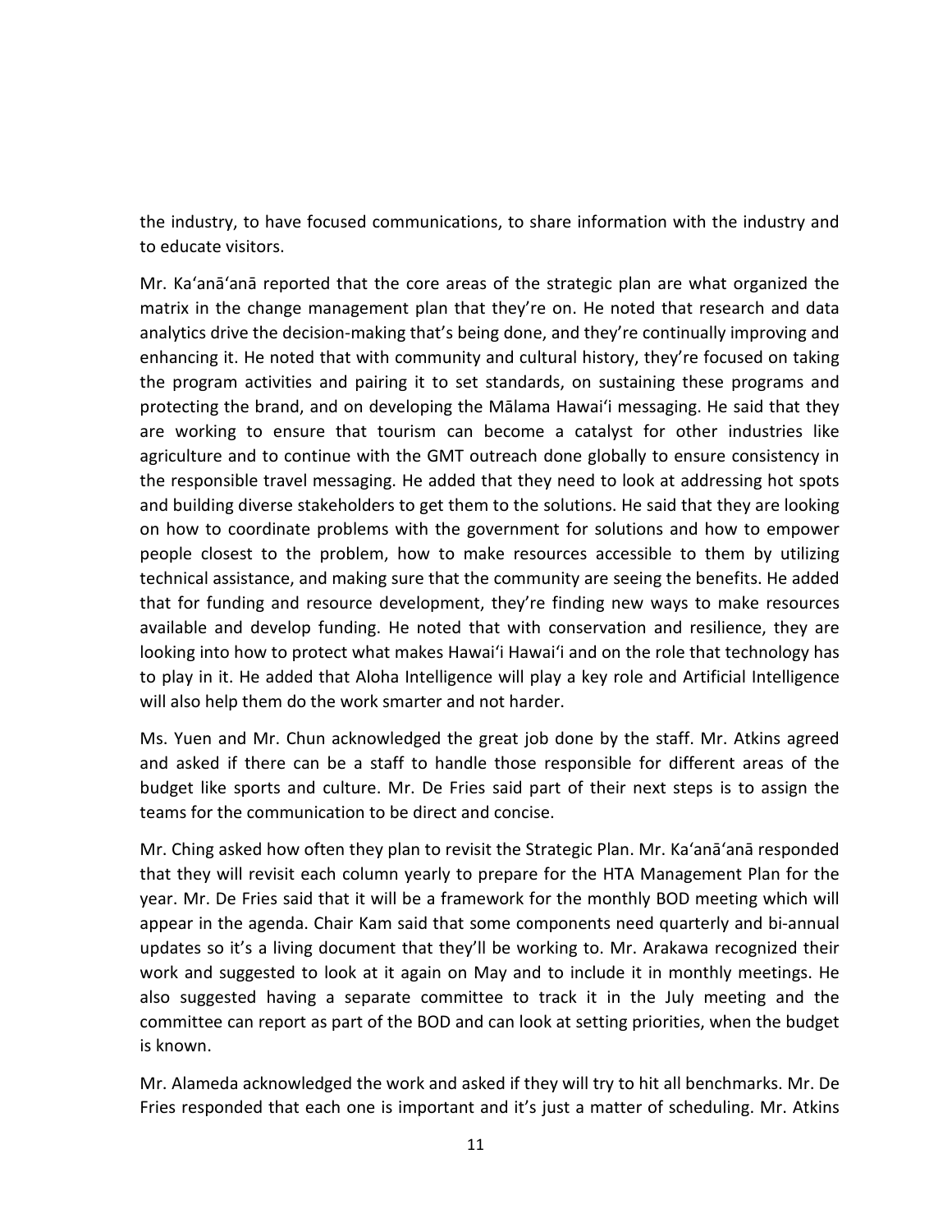the industry, to have focused communications, to share information with the industry and to educate visitors.

Mr. Ka‘anā‘anā reported that the core areas of the strategic plan are what organized the matrix in the change management plan that they're on. He noted that research and data analytics drive the decision-making that's being done, and they're continually improving and enhancing it. He noted that with community and cultural history, they're focused on taking the program activities and pairing it to set standards, on sustaining these programs and protecting the brand, and on developing the Mālama Hawai‘i messaging. He said that they are working to ensure that tourism can become a catalyst for other industries like agriculture and to continue with the GMT outreach done globally to ensure consistency in the responsible travel messaging. He added that they need to look at addressing hot spots and building diverse stakeholders to get them to the solutions. He said that they are looking on how to coordinate problems with the government for solutions and how to empower people closest to the problem, how to make resources accessible to them by utilizing technical assistance, and making sure that the community are seeing the benefits. He added that for funding and resource development, they're finding new ways to make resources available and develop funding. He noted that with conservation and resilience, they are looking into how to protect what makes Hawai‘i Hawai‘i and on the role that technology has to play in it. He added that Aloha Intelligence will play a key role and Artificial Intelligence will also help them do the work smarter and not harder.

Ms. Yuen and Mr. Chun acknowledged the great job done by the staff. Mr. Atkins agreed and asked if there can be a staff to handle those responsible for different areas of the budget like sports and culture. Mr. De Fries said part of their next steps is to assign the teams for the communication to be direct and concise.

Mr. Ching asked how often they plan to revisit the Strategic Plan. Mr. Ka‘anā‘anā responded that they will revisit each column yearly to prepare for the HTA Management Plan for the year. Mr. De Fries said that it will be a framework for the monthly BOD meeting which will appear in the agenda. Chair Kam said that some components need quarterly and bi-annual updates so it's a living document that they'll be working to. Mr. Arakawa recognized their work and suggested to look at it again on May and to include it in monthly meetings. He also suggested having a separate committee to track it in the July meeting and the committee can report as part of the BOD and can look at setting priorities, when the budget is known.

Mr. Alameda acknowledged the work and asked if they will try to hit all benchmarks. Mr. De Fries responded that each one is important and it's just a matter of scheduling. Mr. Atkins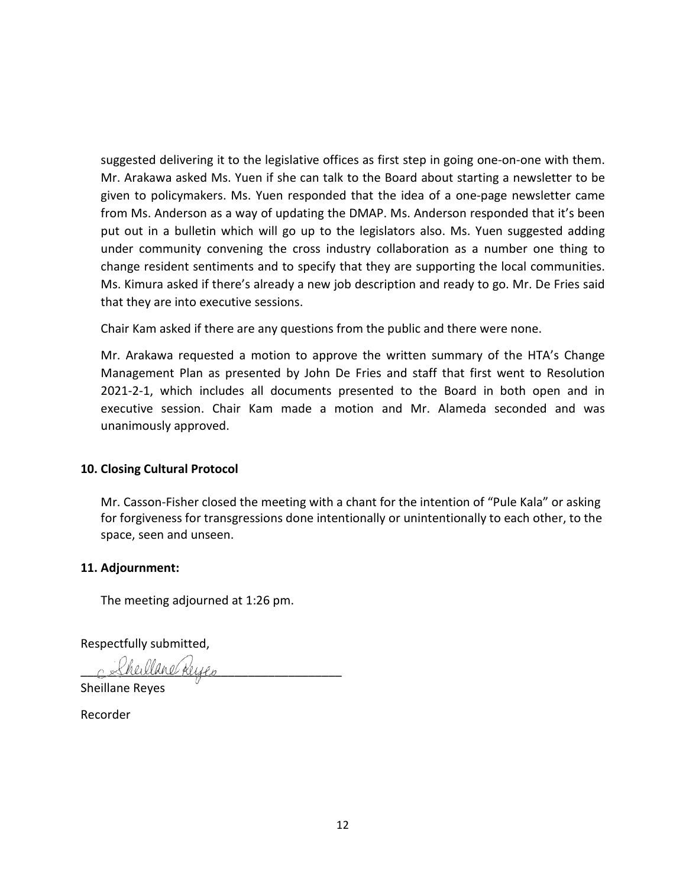suggested delivering it to the legislative offices as first step in going one-on-one with them. Mr. Arakawa asked Ms. Yuen if she can talk to the Board about starting a newsletter to be given to policymakers. Ms. Yuen responded that the idea of a one-page newsletter came from Ms. Anderson as a way of updating the DMAP. Ms. Anderson responded that it's been put out in a bulletin which will go up to the legislators also. Ms. Yuen suggested adding under community convening the cross industry collaboration as a number one thing to change resident sentiments and to specify that they are supporting the local communities. Ms. Kimura asked if there's already a new job description and ready to go. Mr. De Fries said that they are into executive sessions.

Chair Kam asked if there are any questions from the public and there were none.

Mr. Arakawa requested a motion to approve the written summary of the HTA's Change Management Plan as presented by John De Fries and staff that first went to Resolution 2021-2-1, which includes all documents presented to the Board in both open and in executive session. Chair Kam made a motion and Mr. Alameda seconded and was unanimously approved.

**10. Closing Cultural Protocol**

Mr. Casson-Fisher closed the meeting with a chant for the intention of "Pule Kala" or asking for forgiveness for transgressions done intentionally or unintentionally to each other, to the space, seen and unseen.

**11. Adjournment:**

The meeting adjourned at 1:26 pm.

Respectfully submitted,

Sheillane Reyes

Sheillane Reyes

Recorder